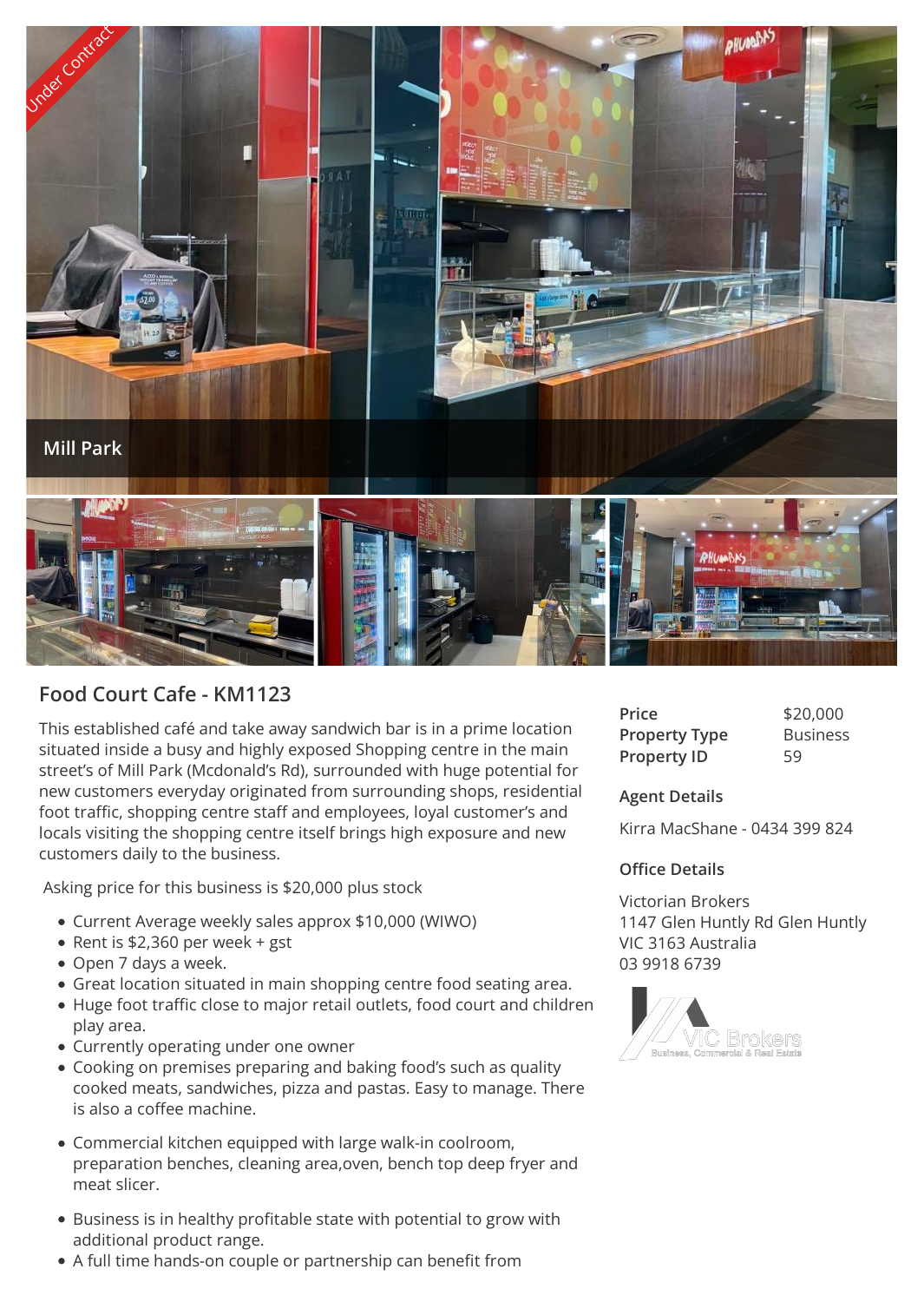Under Contract

Mill Park

## Food Court Cafe - KM1123

This established café and take away sandwich bar is in a prime location situated inside a busy and highly exposed Shopping centre in the main street's of Mill Park (Mcdonald's Rd), surrounded with huge potential for new customers everyday originated from surrounding shops, residential foot traffic, shopping centre staff and employees, loyal customer's and locals visiting the shopping centre itself brings high exposure and new customers daily to the business.

Asking price for this business is $20,000 plus stock

- Current Average weekly sales approx $10,000 (WIWO)
- Rent is $2,360 per week + gst
- Open 7 days a week.
- Great location situated in main shopping centre food seating area.
- Huge foot traffic close to major retail outlets, food court and children play area.
- Currently operating under one owner
- Cooking on premises preparing and baking food's such as quality cooked meats, sandwiches, pizza and pastas. Easy to manage. There is also a coffee machine.
- Commercial kitchen equipped with large walk-in coolroom, preparation benches, cleaning area,oven, bench top deep fryer and meat slicer.
- Business is in healthy profitable state with potential to grow with additional product range.
- A full time hands-on couple or partnership can benefit from

| | |
|---|---|
| **Price** | $20,000 |
| **Property Type** | Business |
| **Property ID** | 59 |

### Agent Details

Kirra MacShane - 0434 399 824

### Office Details

Victorian Brokers
1147 Glen Huntly Rd Glen Huntly
VIC 3163 Australia
03 9918 6739

VIC Brokers
Business, Commercial & Real Estate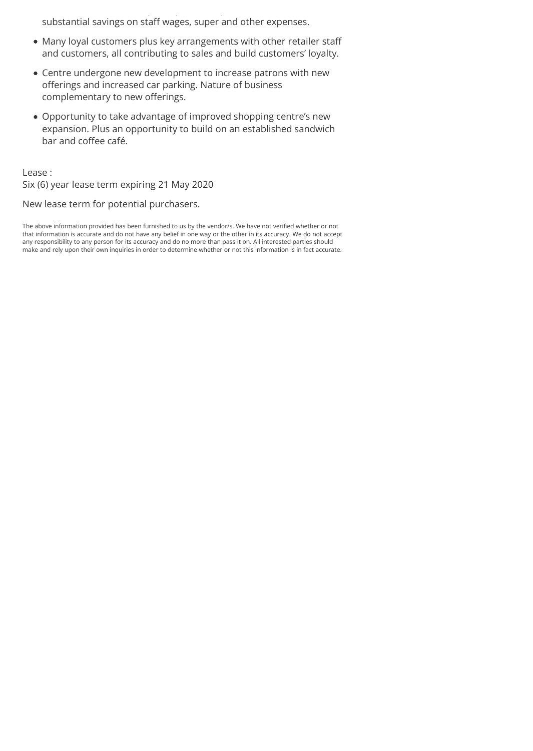substantial savings on staff wages, super and other expenses.

- Many loyal customers plus key arrangements with other retailer staff and customers, all contributing to sales and build customers' loyalty.
- Centre undergone new development to increase patrons with new offerings and increased car parking. Nature of business complementary to new offerings.
- Opportunity to take advantage of improved shopping centre's new expansion. Plus an opportunity to build on an established sandwich bar and coffee café.

Lease :
Six (6) year lease term expiring 21 May 2020

New lease term for potential purchasers.

The above information provided has been furnished to us by the vendor/s. We have not verified whether or not that information is accurate and do not have any belief in one way or the other in its accuracy. We do not accept any responsibility to any person for its accuracy and do no more than pass it on. All interested parties should make and rely upon their own inquiries in order to determine whether or not this information is in fact accurate.